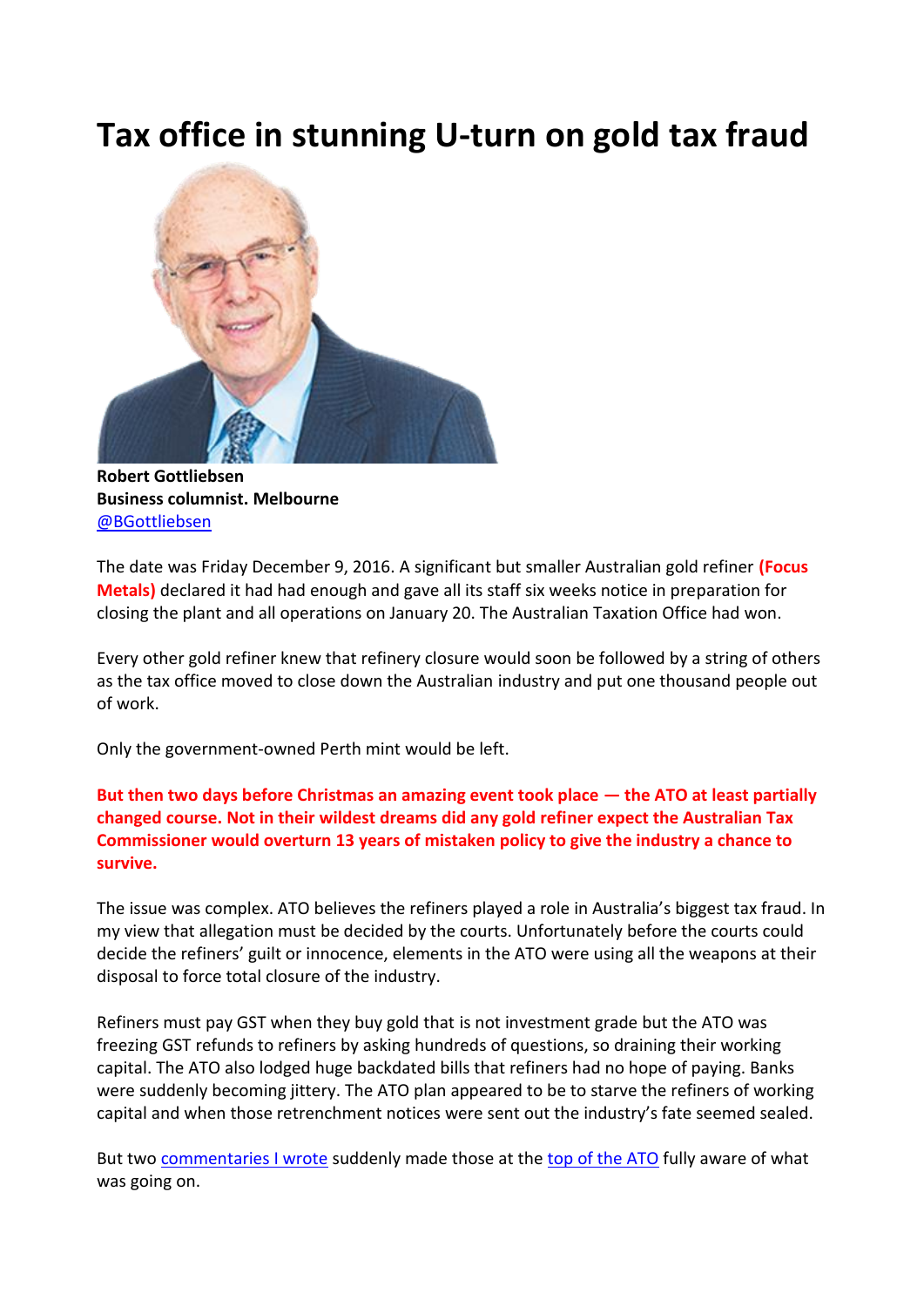# Tax office in stunning U-turn on gold tax fraud

**Robert Gottliebsen**
**Business columnist. Melbourne**
@BGottliebsen

The date was Friday December 9, 2016. A significant but smaller Australian gold refiner **(Focus Metals)** declared it had had enough and gave all its staff six weeks notice in preparation for closing the plant and all operations on January 20. The Australian Taxation Office had won.

Every other gold refiner knew that refinery closure would soon be followed by a string of others as the tax office moved to close down the Australian industry and put one thousand people out of work.

Only the government-owned Perth mint would be left.

**But then two days before Christmas an amazing event took place — the ATO at least partially changed course. Not in their wildest dreams did any gold refiner expect the Australian Tax Commissioner would overturn 13 years of mistaken policy to give the industry a chance to survive.**

The issue was complex. ATO believes the refiners played a role in Australia's biggest tax fraud. In my view that allegation must be decided by the courts. Unfortunately before the courts could decide the refiners' guilt or innocence, elements in the ATO were using all the weapons at their disposal to force total closure of the industry.

Refiners must pay GST when they buy gold that is not investment grade but the ATO was freezing GST refunds to refiners by asking hundreds of questions, so draining their working capital. The ATO also lodged huge backdated bills that refiners had no hope of paying. Banks were suddenly becoming jittery. The ATO plan appeared to be to starve the refiners of working capital and when those retrenchment notices were sent out the industry's fate seemed sealed.

But two commentaries I wrote suddenly made those at the top of the ATO fully aware of what was going on.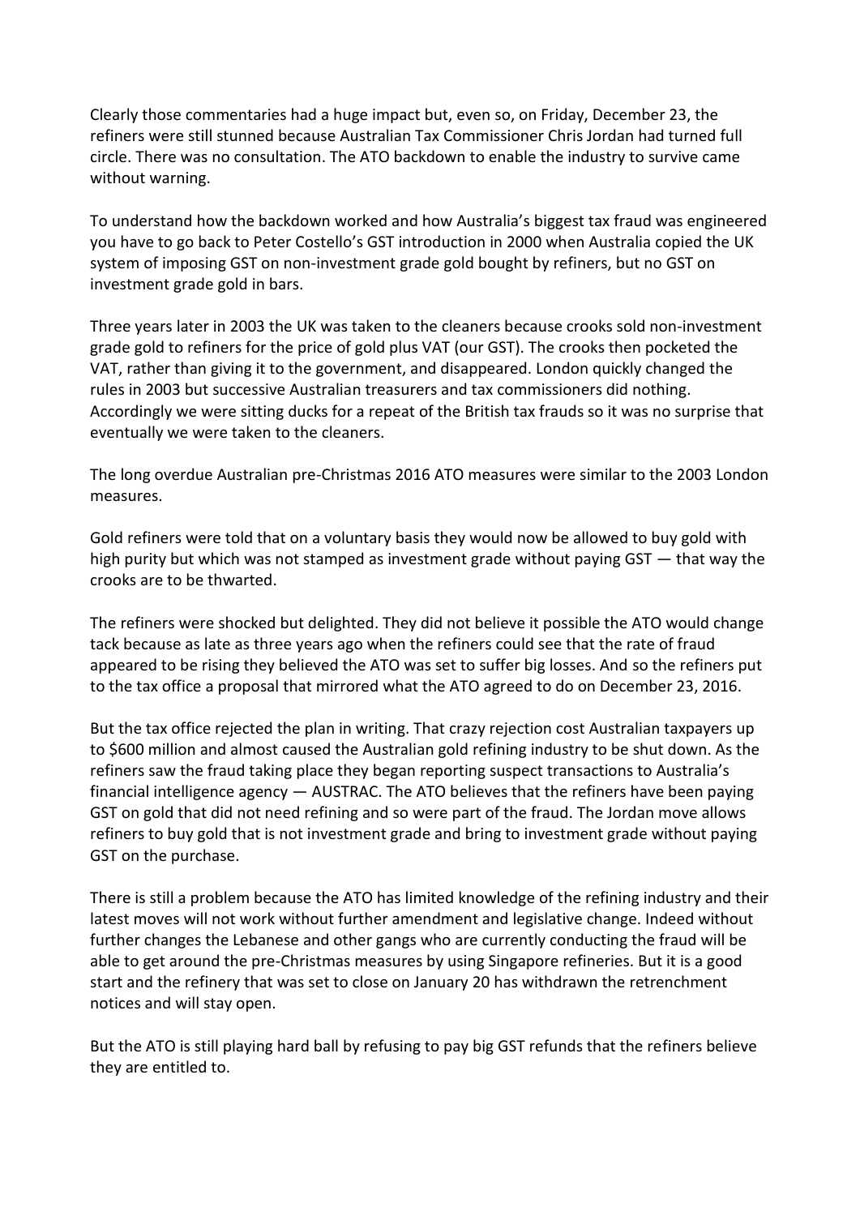Clearly those commentaries had a huge impact but, even so, on Friday, December 23, the refiners were still stunned because Australian Tax Commissioner Chris Jordan had turned full circle. There was no consultation. The ATO backdown to enable the industry to survive came without warning.

To understand how the backdown worked and how Australia's biggest tax fraud was engineered you have to go back to Peter Costello's GST introduction in 2000 when Australia copied the UK system of imposing GST on non-investment grade gold bought by refiners, but no GST on investment grade gold in bars.

Three years later in 2003 the UK was taken to the cleaners because crooks sold non-investment grade gold to refiners for the price of gold plus VAT (our GST). The crooks then pocketed the VAT, rather than giving it to the government, and disappeared. London quickly changed the rules in 2003 but successive Australian treasurers and tax commissioners did nothing. Accordingly we were sitting ducks for a repeat of the British tax frauds so it was no surprise that eventually we were taken to the cleaners.

The long overdue Australian pre-Christmas 2016 ATO measures were similar to the 2003 London measures.

Gold refiners were told that on a voluntary basis they would now be allowed to buy gold with high purity but which was not stamped as investment grade without paying GST — that way the crooks are to be thwarted.

The refiners were shocked but delighted. They did not believe it possible the ATO would change tack because as late as three years ago when the refiners could see that the rate of fraud appeared to be rising they believed the ATO was set to suffer big losses. And so the refiners put to the tax office a proposal that mirrored what the ATO agreed to do on December 23, 2016.

But the tax office rejected the plan in writing. That crazy rejection cost Australian taxpayers up to $600 million and almost caused the Australian gold refining industry to be shut down. As the refiners saw the fraud taking place they began reporting suspect transactions to Australia's financial intelligence agency — AUSTRAC. The ATO believes that the refiners have been paying GST on gold that did not need refining and so were part of the fraud. The Jordan move allows refiners to buy gold that is not investment grade and bring to investment grade without paying GST on the purchase.

There is still a problem because the ATO has limited knowledge of the refining industry and their latest moves will not work without further amendment and legislative change. Indeed without further changes the Lebanese and other gangs who are currently conducting the fraud will be able to get around the pre-Christmas measures by using Singapore refineries. But it is a good start and the refinery that was set to close on January 20 has withdrawn the retrenchment notices and will stay open.

But the ATO is still playing hard ball by refusing to pay big GST refunds that the refiners believe they are entitled to.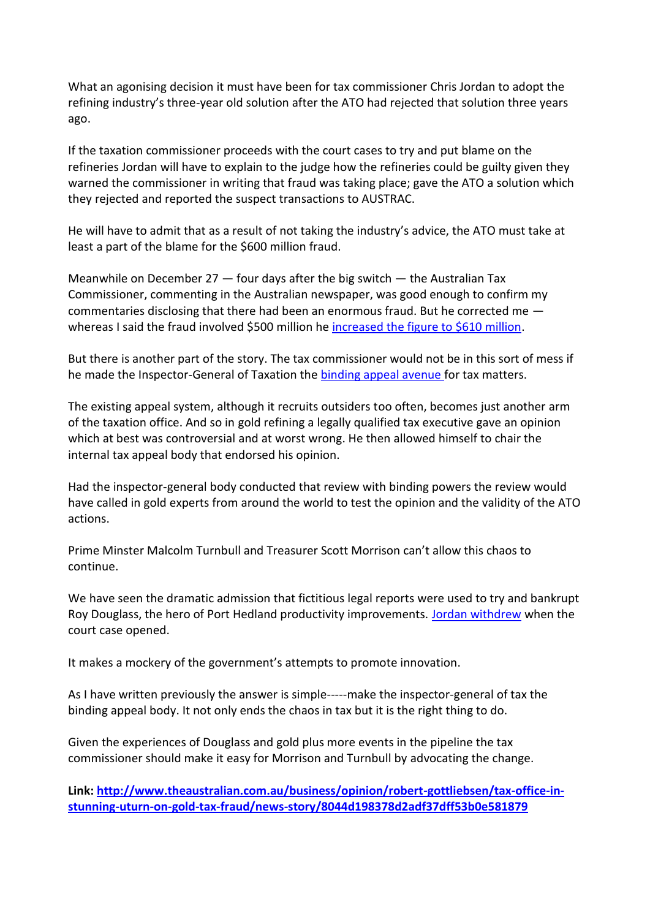What an agonising decision it must have been for tax commissioner Chris Jordan to adopt the refining industry's three-year old solution after the ATO had rejected that solution three years ago.

If the taxation commissioner proceeds with the court cases to try and put blame on the refineries Jordan will have to explain to the judge how the refineries could be guilty given they warned the commissioner in writing that fraud was taking place; gave the ATO a solution which they rejected and reported the suspect transactions to AUSTRAC.

He will have to admit that as a result of not taking the industry's advice, the ATO must take at least a part of the blame for the $600 million fraud.

Meanwhile on December 27 — four days after the big switch — the Australian Tax Commissioner, commenting in the Australian newspaper, was good enough to confirm my commentaries disclosing that there had been an enormous fraud. But he corrected me — whereas I said the fraud involved $500 million he increased the figure to $610 million.

But there is another part of the story. The tax commissioner would not be in this sort of mess if he made the Inspector-General of Taxation the binding appeal avenue for tax matters.

The existing appeal system, although it recruits outsiders too often, becomes just another arm of the taxation office. And so in gold refining a legally qualified tax executive gave an opinion which at best was controversial and at worst wrong. He then allowed himself to chair the internal tax appeal body that endorsed his opinion.

Had the inspector-general body conducted that review with binding powers the review would have called in gold experts from around the world to test the opinion and the validity of the ATO actions.

Prime Minster Malcolm Turnbull and Treasurer Scott Morrison can't allow this chaos to continue.

We have seen the dramatic admission that fictitious legal reports were used to try and bankrupt Roy Douglass, the hero of Port Hedland productivity improvements. Jordan withdrew when the court case opened.

It makes a mockery of the government's attempts to promote innovation.

As I have written previously the answer is simple-----make the inspector-general of tax the binding appeal body. It not only ends the chaos in tax but it is the right thing to do.

Given the experiences of Douglass and gold plus more events in the pipeline the tax commissioner should make it easy for Morrison and Turnbull by advocating the change.

**Link: http://www.theaustralian.com.au/business/opinion/robert-gottliebsen/tax-office-in-stunning-uturn-on-gold-tax-fraud/news-story/8044d198378d2adf37dff53b0e581879**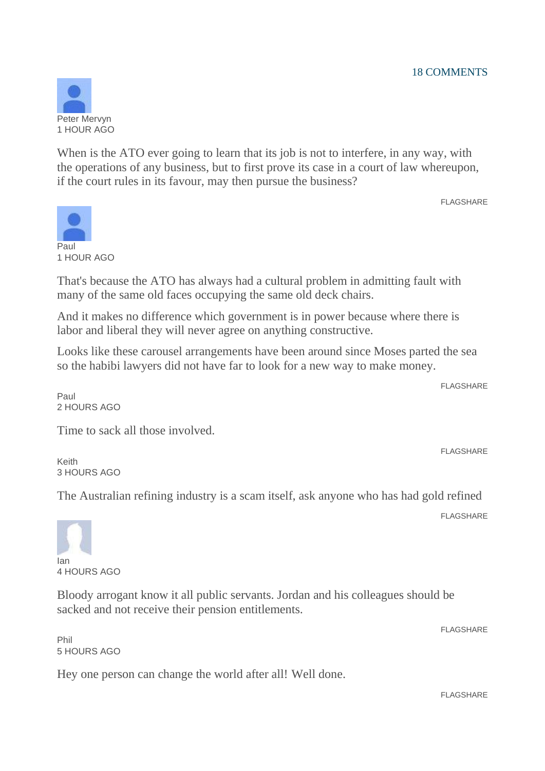18 COMMENTS

Peter Mervyn
1 HOUR AGO

When is the ATO ever going to learn that its job is not to interfere, in any way, with the operations of any business, but to first prove its case in a court of law whereupon, if the court rules in its favour, may then pursue the business?

FLAGSHARE

Paul
1 HOUR AGO

That's because the ATO has always had a cultural problem in admitting fault with many of the same old faces occupying the same old deck chairs.

And it makes no difference which government is in power because where there is labor and liberal they will never agree on anything constructive.

Looks like these carousel arrangements have been around since Moses parted the sea so the habibi lawyers did not have far to look for a new way to make money.

FLAGSHARE

Paul
2 HOURS AGO

Time to sack all those involved.

FLAGSHARE

Keith
3 HOURS AGO

The Australian refining industry is a scam itself, ask anyone who has had gold refined

FLAGSHARE

Ian
4 HOURS AGO

Bloody arrogant know it all public servants. Jordan and his colleagues should be sacked and not receive their pension entitlements.

FLAGSHARE

Phil
5 HOURS AGO

Hey one person can change the world after all! Well done.

FLAGSHARE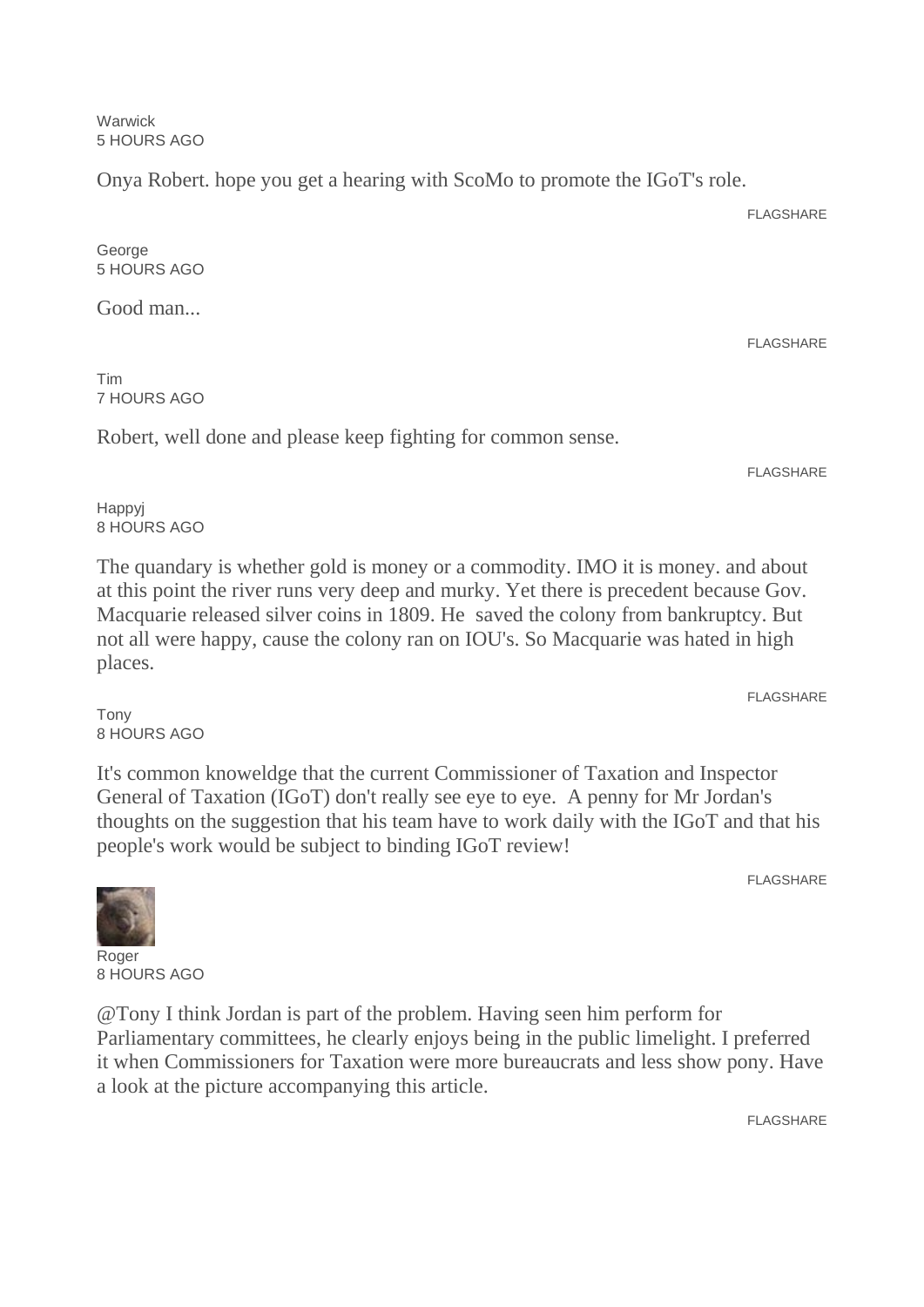Warwick
5 HOURS AGO

Onya Robert. hope you get a hearing with ScoMo to promote the IGoT's role.

FLAGSHARE

George
5 HOURS AGO

Good man...

FLAGSHARE

Tim
7 HOURS AGO

Robert, well done and please keep fighting for common sense.

FLAGSHARE

Happyj
8 HOURS AGO

The quandary is whether gold is money or a commodity. IMO it is money. and about at this point the river runs very deep and murky. Yet there is precedent because Gov. Macquarie released silver coins in 1809. He saved the colony from bankruptcy. But not all were happy, cause the colony ran on IOU's. So Macquarie was hated in high places.

FLAGSHARE

Tony
8 HOURS AGO

It's common knoweldge that the current Commissioner of Taxation and Inspector General of Taxation (IGoT) don't really see eye to eye. A penny for Mr Jordan's thoughts on the suggestion that his team have to work daily with the IGoT and that his people's work would be subject to binding IGoT review!

FLAGSHARE

Roger
8 HOURS AGO

@Tony I think Jordan is part of the problem. Having seen him perform for Parliamentary committees, he clearly enjoys being in the public limelight. I preferred it when Commissioners for Taxation were more bureaucrats and less show pony. Have a look at the picture accompanying this article.

FLAGSHARE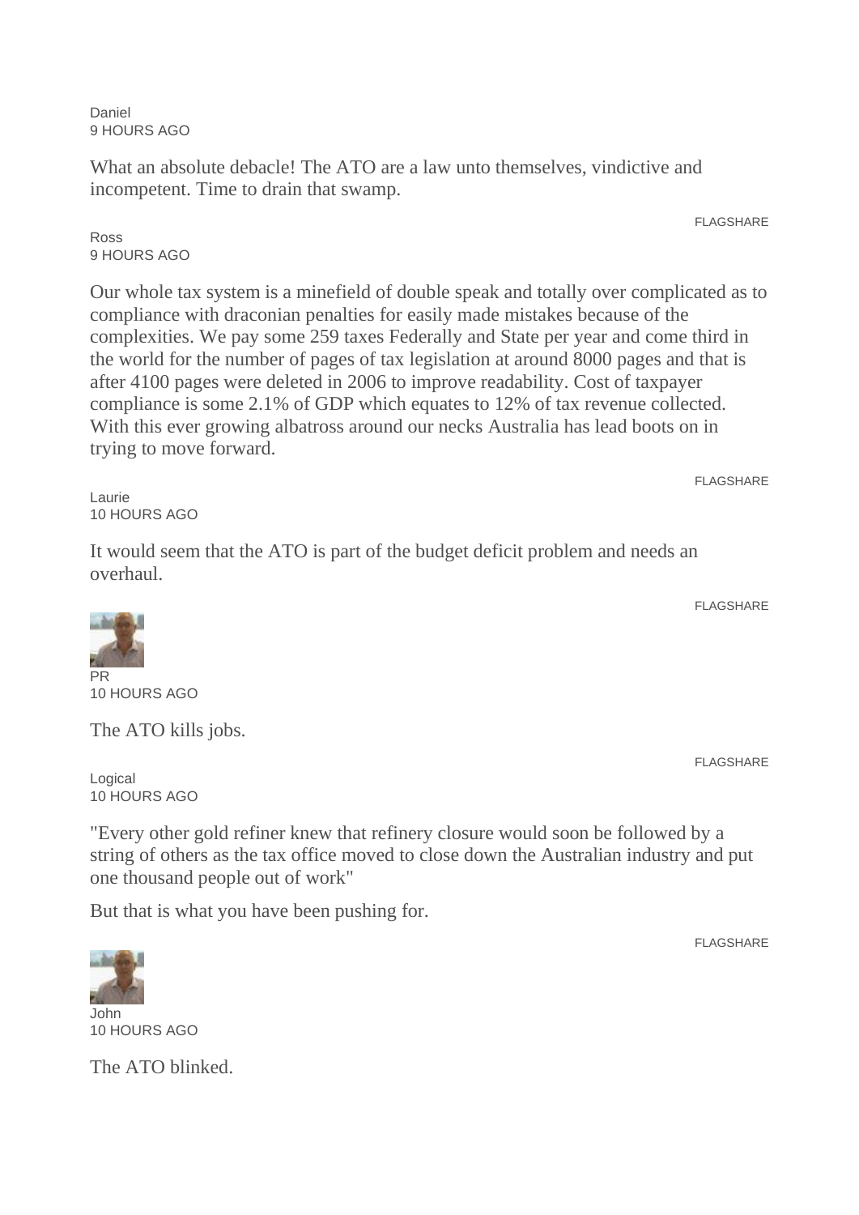Daniel
9 HOURS AGO

What an absolute debacle! The ATO are a law unto themselves, vindictive and incompetent. Time to drain that swamp.

FLAGSHARE

Ross
9 HOURS AGO

Our whole tax system is a minefield of double speak and totally over complicated as to compliance with draconian penalties for easily made mistakes because of the complexities. We pay some 259 taxes Federally and State per year and come third in the world for the number of pages of tax legislation at around 8000 pages and that is after 4100 pages were deleted in 2006 to improve readability. Cost of taxpayer compliance is some 2.1% of GDP which equates to 12% of tax revenue collected. With this ever growing albatross around our necks Australia has lead boots on in trying to move forward.

FLAGSHARE

Laurie
10 HOURS AGO

It would seem that the ATO is part of the budget deficit problem and needs an overhaul.

FLAGSHARE

PR
10 HOURS AGO

The ATO kills jobs.

FLAGSHARE

Logical
10 HOURS AGO

"Every other gold refiner knew that refinery closure would soon be followed by a string of others as the tax office moved to close down the Australian industry and put one thousand people out of work"

But that is what you have been pushing for.

FLAGSHARE

John
10 HOURS AGO

The ATO blinked.